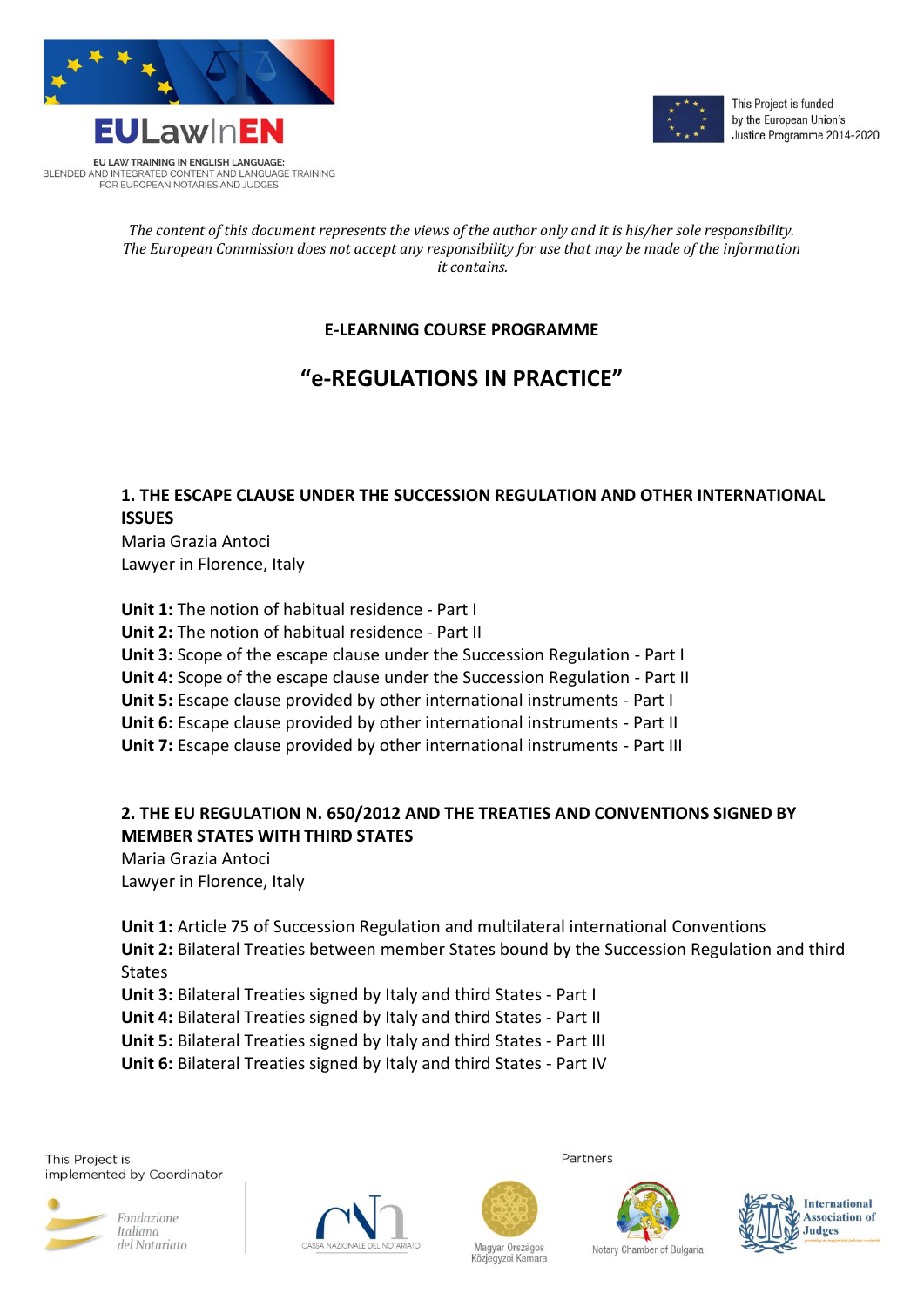EULawInEN

EU LAW TRAINING IN ENGLISH LANGUAGE:
BLENDED AND INTEGRATED CONTENT AND LANGUAGE TRAINING
FOR EUROPEAN NOTARIES AND JUDGES

This Project is funded by the European Union's Justice Programme 2014-2020

*The content of this document represents the views of the author only and it is his/her sole responsibility. The European Commission does not accept any responsibility for use that may be made of the information it contains.*

**E-LEARNING COURSE PROGRAMME**

# "e-REGULATIONS IN PRACTICE"

## 1. THE ESCAPE CLAUSE UNDER THE SUCCESSION REGULATION AND OTHER INTERNATIONAL ISSUES

Maria Grazia Antoci
Lawyer in Florence, Italy

**Unit 1:** The notion of habitual residence - Part I
**Unit 2:** The notion of habitual residence - Part II
**Unit 3:** Scope of the escape clause under the Succession Regulation - Part I
**Unit 4:** Scope of the escape clause under the Succession Regulation - Part II
**Unit 5:** Escape clause provided by other international instruments - Part I
**Unit 6:** Escape clause provided by other international instruments - Part II
**Unit 7:** Escape clause provided by other international instruments - Part III

## 2. THE EU REGULATION N. 650/2012 AND THE TREATIES AND CONVENTIONS SIGNED BY MEMBER STATES WITH THIRD STATES

Maria Grazia Antoci
Lawyer in Florence, Italy

**Unit 1:** Article 75 of Succession Regulation and multilateral international Conventions
**Unit 2:** Bilateral Treaties between member States bound by the Succession Regulation and third States
**Unit 3:** Bilateral Treaties signed by Italy and third States - Part I
**Unit 4:** Bilateral Treaties signed by Italy and third States - Part II
**Unit 5:** Bilateral Treaties signed by Italy and third States - Part III
**Unit 6:** Bilateral Treaties signed by Italy and third States - Part IV

This Project is implemented by Coordinator

Fondazione Italiana del Notariato

Partners

Cassa Nazionale del Notariato

Magyar Országos Közjegyzői Kamara

Notary Chamber of Bulgaria

International Association of Judges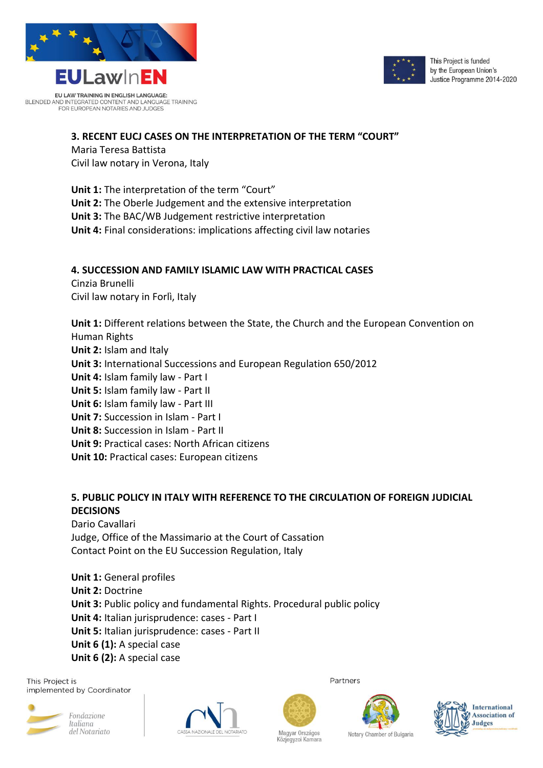## 3. RECENT EUCJ CASES ON THE INTERPRETATION OF THE TERM "COURT"

Maria Teresa Battista
Civil law notary in Verona, Italy

**Unit 1:** The interpretation of the term "Court"
**Unit 2:** The Oberle Judgement and the extensive interpretation
**Unit 3:** The BAC/WB Judgement restrictive interpretation
**Unit 4:** Final considerations: implications affecting civil law notaries

## 4. SUCCESSION AND FAMILY ISLAMIC LAW WITH PRACTICAL CASES

Cinzia Brunelli
Civil law notary in Forlì, Italy

**Unit 1:** Different relations between the State, the Church and the European Convention on Human Rights
**Unit 2:** Islam and Italy
**Unit 3:** International Successions and European Regulation 650/2012
**Unit 4:** Islam family law - Part I
**Unit 5:** Islam family law - Part II
**Unit 6:** Islam family law - Part III
**Unit 7:** Succession in Islam - Part I
**Unit 8:** Succession in Islam - Part II
**Unit 9:** Practical cases: North African citizens
**Unit 10:** Practical cases: European citizens

## 5. PUBLIC POLICY IN ITALY WITH REFERENCE TO THE CIRCULATION OF FOREIGN JUDICIAL DECISIONS

Dario Cavallari
Judge, Office of the Massimario at the Court of Cassation
Contact Point on the EU Succession Regulation, Italy

**Unit 1:** General profiles
**Unit 2:** Doctrine
**Unit 3:** Public policy and fundamental Rights. Procedural public policy
**Unit 4:** Italian jurisprudence: cases - Part I
**Unit 5:** Italian jurisprudence: cases - Part II
**Unit 6 (1):** A special case
**Unit 6 (2):** A special case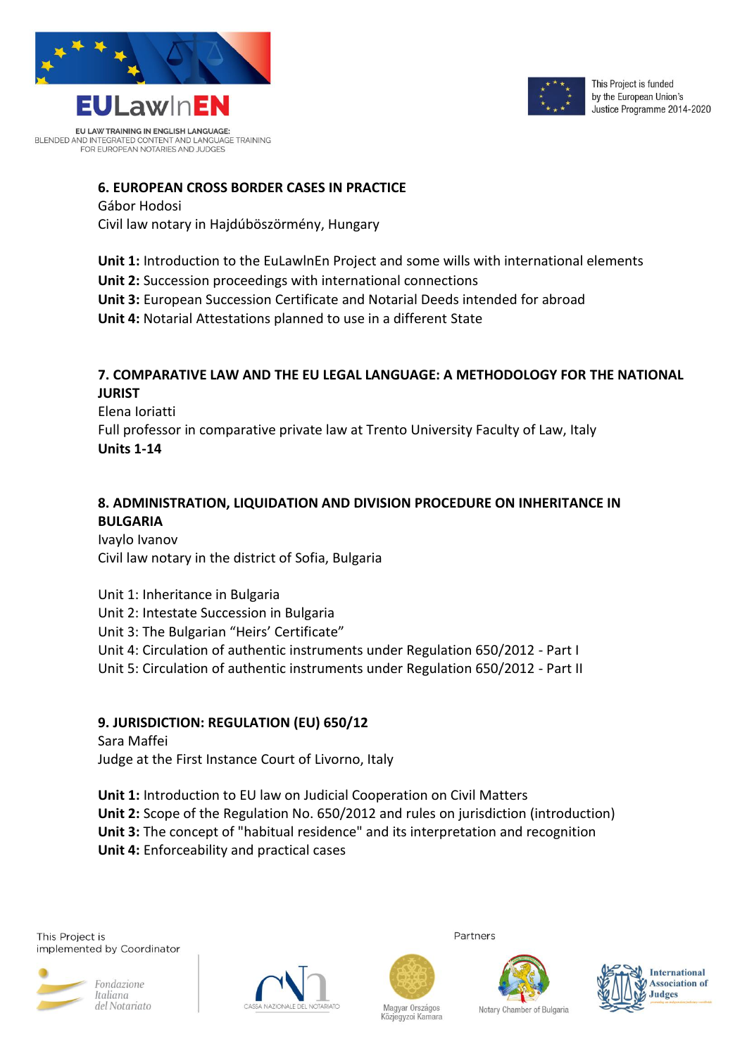## 6. EUROPEAN CROSS BORDER CASES IN PRACTICE

Gábor Hodosi
Civil law notary in Hajdúböszörmény, Hungary

**Unit 1:** Introduction to the EuLawInEn Project and some wills with international elements
**Unit 2:** Succession proceedings with international connections
**Unit 3:** European Succession Certificate and Notarial Deeds intended for abroad
**Unit 4:** Notarial Attestations planned to use in a different State

## 7. COMPARATIVE LAW AND THE EU LEGAL LANGUAGE: A METHODOLOGY FOR THE NATIONAL JURIST

Elena Ioriatti
Full professor in comparative private law at Trento University Faculty of Law, Italy
**Units 1-14**

## 8. ADMINISTRATION, LIQUIDATION AND DIVISION PROCEDURE ON INHERITANCE IN BULGARIA

Ivaylo Ivanov
Civil law notary in the district of Sofia, Bulgaria

Unit 1: Inheritance in Bulgaria
Unit 2: Intestate Succession in Bulgaria
Unit 3: The Bulgarian "Heirs' Certificate"
Unit 4: Circulation of authentic instruments under Regulation 650/2012 - Part I
Unit 5: Circulation of authentic instruments under Regulation 650/2012 - Part II

## 9. JURISDICTION: REGULATION (EU) 650/12

Sara Maffei
Judge at the First Instance Court of Livorno, Italy

**Unit 1:** Introduction to EU law on Judicial Cooperation on Civil Matters
**Unit 2:** Scope of the Regulation No. 650/2012 and rules on jurisdiction (introduction)
**Unit 3:** The concept of "habitual residence" and its interpretation and recognition
**Unit 4:** Enforceability and practical cases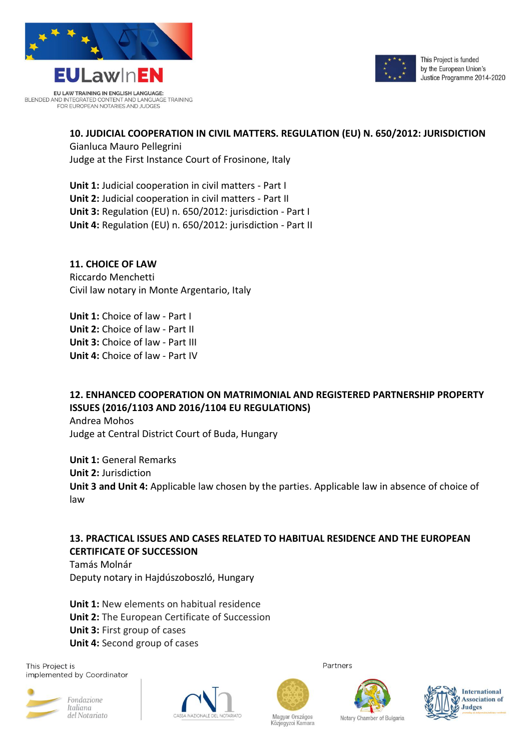## 10. JUDICIAL COOPERATION IN CIVIL MATTERS. REGULATION (EU) N. 650/2012: JURISDICTION

Gianluca Mauro Pellegrini
Judge at the First Instance Court of Frosinone, Italy

**Unit 1:** Judicial cooperation in civil matters - Part I
**Unit 2:** Judicial cooperation in civil matters - Part II
**Unit 3:** Regulation (EU) n. 650/2012: jurisdiction - Part I
**Unit 4:** Regulation (EU) n. 650/2012: jurisdiction - Part II

## 11. CHOICE OF LAW

Riccardo Menchetti
Civil law notary in Monte Argentario, Italy

**Unit 1:** Choice of law - Part I
**Unit 2:** Choice of law - Part II
**Unit 3:** Choice of law - Part III
**Unit 4:** Choice of law - Part IV

## 12. ENHANCED COOPERATION ON MATRIMONIAL AND REGISTERED PARTNERSHIP PROPERTY ISSUES (2016/1103 AND 2016/1104 EU REGULATIONS)

Andrea Mohos
Judge at Central District Court of Buda, Hungary

**Unit 1:** General Remarks
**Unit 2:** Jurisdiction
**Unit 3 and Unit 4:** Applicable law chosen by the parties. Applicable law in absence of choice of law

## 13. PRACTICAL ISSUES AND CASES RELATED TO HABITUAL RESIDENCE AND THE EUROPEAN CERTIFICATE OF SUCCESSION

Tamás Molnár
Deputy notary in Hajdúszoboszló, Hungary

**Unit 1:** New elements on habitual residence
**Unit 2:** The European Certificate of Succession
**Unit 3:** First group of cases
**Unit 4:** Second group of cases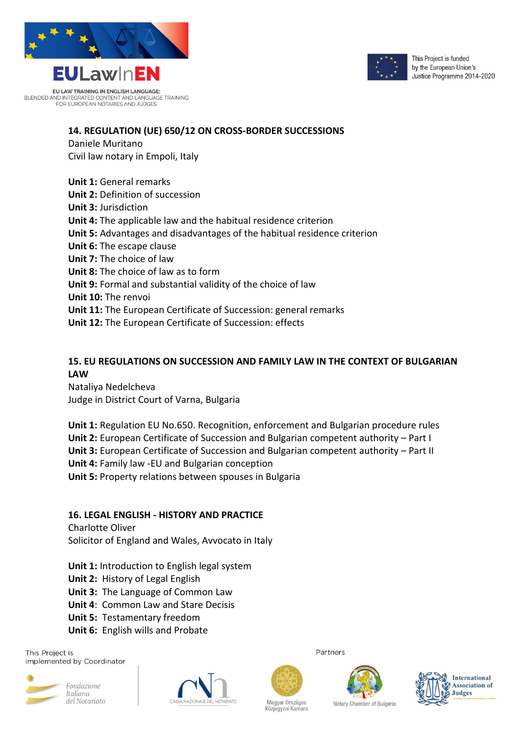## 14. REGULATION (UE) 650/12 ON CROSS-BORDER SUCCESSIONS

Daniele Muritano
Civil law notary in Empoli, Italy

**Unit 1:** General remarks
**Unit 2:** Definition of succession
**Unit 3:** Jurisdiction
**Unit 4:** The applicable law and the habitual residence criterion
**Unit 5:** Advantages and disadvantages of the habitual residence criterion
**Unit 6:** The escape clause
**Unit 7:** The choice of law
**Unit 8:** The choice of law as to form
**Unit 9:** Formal and substantial validity of the choice of law
**Unit 10:** The renvoi
**Unit 11:** The European Certificate of Succession: general remarks
**Unit 12:** The European Certificate of Succession: effects

## 15. EU REGULATIONS ON SUCCESSION AND FAMILY LAW IN THE CONTEXT OF BULGARIAN LAW

Nataliya Nedelcheva
Judge in District Court of Varna, Bulgaria

**Unit 1:** Regulation EU No.650. Recognition, enforcement and Bulgarian procedure rules
**Unit 2:** European Certificate of Succession and Bulgarian competent authority – Part I
**Unit 3:** European Certificate of Succession and Bulgarian competent authority – Part II
**Unit 4:** Family law -EU and Bulgarian conception
**Unit 5:** Property relations between spouses in Bulgaria

## 16. LEGAL ENGLISH - HISTORY AND PRACTICE

Charlotte Oliver
Solicitor of England and Wales, Avvocato in Italy

**Unit 1:** Introduction to English legal system
**Unit 2:** History of Legal English
**Unit 3:** The Language of Common Law
**Unit 4**: Common Law and Stare Decisis
**Unit 5:** Testamentary freedom
**Unit 6:** English wills and Probate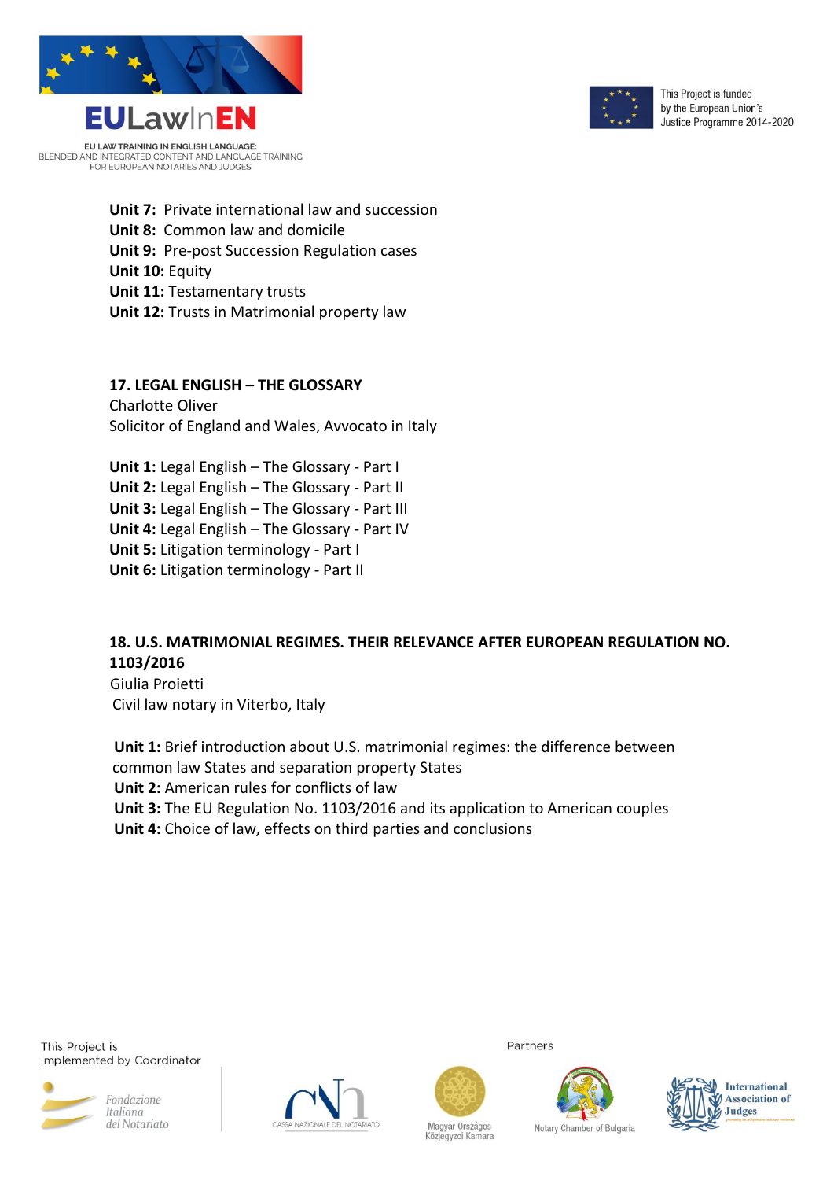**Unit 7:** Private international law and succession
**Unit 8:** Common law and domicile
**Unit 9:** Pre-post Succession Regulation cases
**Unit 10:** Equity
**Unit 11:** Testamentary trusts
**Unit 12:** Trusts in Matrimonial property law

## 17. LEGAL ENGLISH – THE GLOSSARY

Charlotte Oliver
Solicitor of England and Wales, Avvocato in Italy

**Unit 1:** Legal English – The Glossary - Part I
**Unit 2:** Legal English – The Glossary - Part II
**Unit 3:** Legal English – The Glossary - Part III
**Unit 4:** Legal English – The Glossary - Part IV
**Unit 5:** Litigation terminology - Part I
**Unit 6:** Litigation terminology - Part II

## 18. U.S. MATRIMONIAL REGIMES. THEIR RELEVANCE AFTER EUROPEAN REGULATION NO. 1103/2016

Giulia Proietti
Civil law notary in Viterbo, Italy

**Unit 1:** Brief introduction about U.S. matrimonial regimes: the difference between common law States and separation property States
**Unit 2:** American rules for conflicts of law
**Unit 3:** The EU Regulation No. 1103/2016 and its application to American couples
**Unit 4:** Choice of law, effects on third parties and conclusions